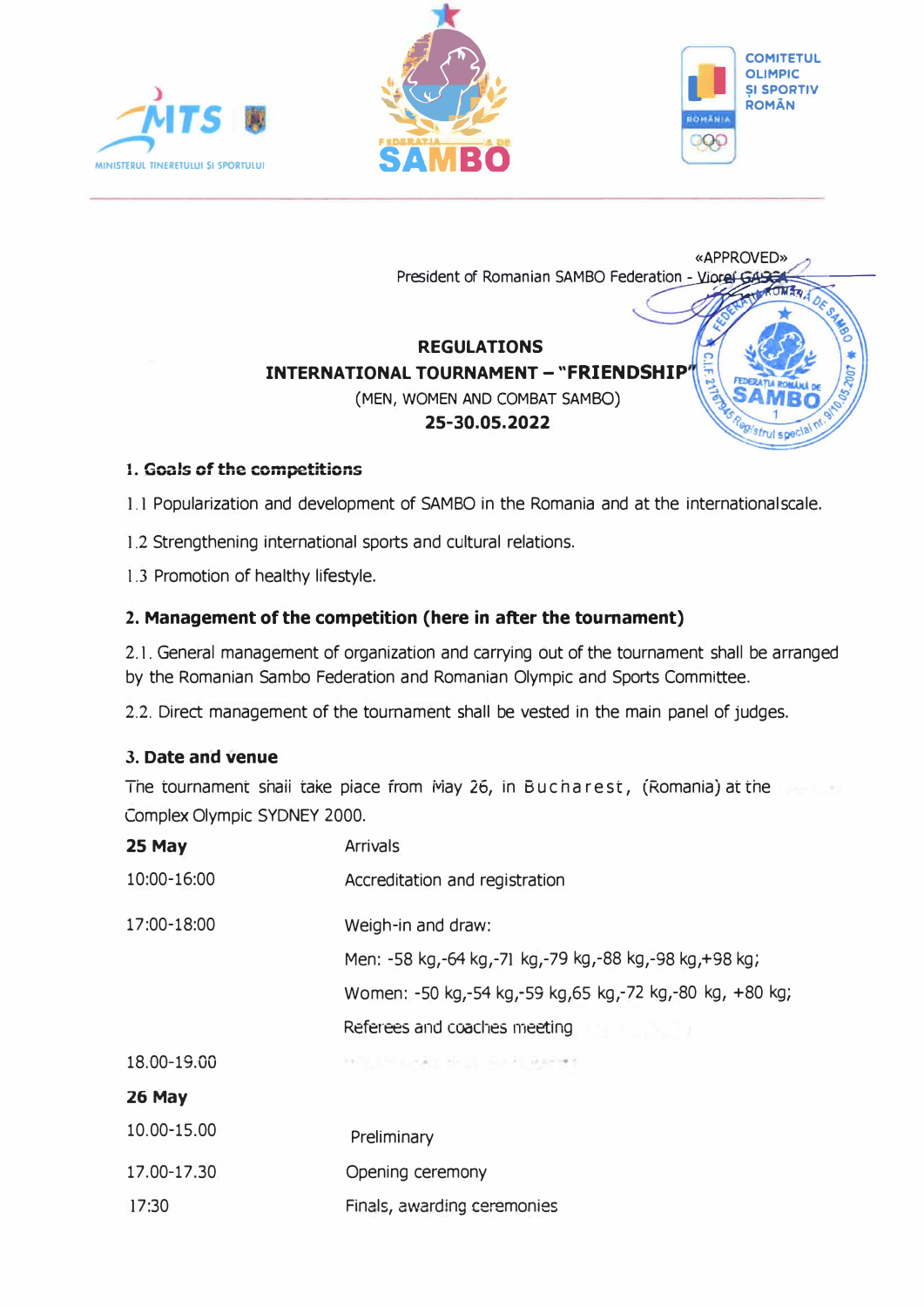MINISTERUL TINERETULUI ȘI SPORTULUI

FEDERAȚIA ROMÂNĂ DE SAMBO

COMITETUL OLIMPIC ȘI SPORTIV ROMÂN

«APPROVED»
President of Romanian SAMBO Federation - Viorel GASCA

# REGULATIONS
# INTERNATIONAL TOURNAMENT – "FRIENDSHIP"
(MEN, WOMEN AND COMBAT SAMBO)
**25-30.05.2022**

### 1. Goals of the competitions

1.1 Popularization and development of SAMBO in the Romania and at the internationalscale.

1.2 Strengthening international sports and cultural relations.

1.3 Promotion of healthy lifestyle.

### 2. Management of the competition (here in after the tournament)

2.1. General management of organization and carrying out of the tournament shall be arranged by the Romanian Sambo Federation and Romanian Olympic and Sports Committee.

2.2. Direct management of the tournament shall be vested in the main panel of judges.

### 3. Date and venue

The tournament shall take place from May 26, in Bucharest, (Romania) at the Complex Olympic SYDNEY 2000.

| | |
|---|---|
| **25 May** | Arrivals |
| 10:00-16:00 | Accreditation and registration |
| 17:00-18:00 | Weigh-in and draw:<br>Men: -58 kg,-64 kg,-71 kg,-79 kg,-88 kg,-98 kg,+98 kg;<br>Women: -50 kg,-54 kg,-59 kg,65 kg,-72 kg,-80 kg, +80 kg;<br>Referees and coaches meeting |
| 18.00-19.00 | |
| **26 May** | |
| 10.00-15.00 | Preliminary |
| 17.00-17.30 | Opening ceremony |
| 17:30 | Finals, awarding ceremonies |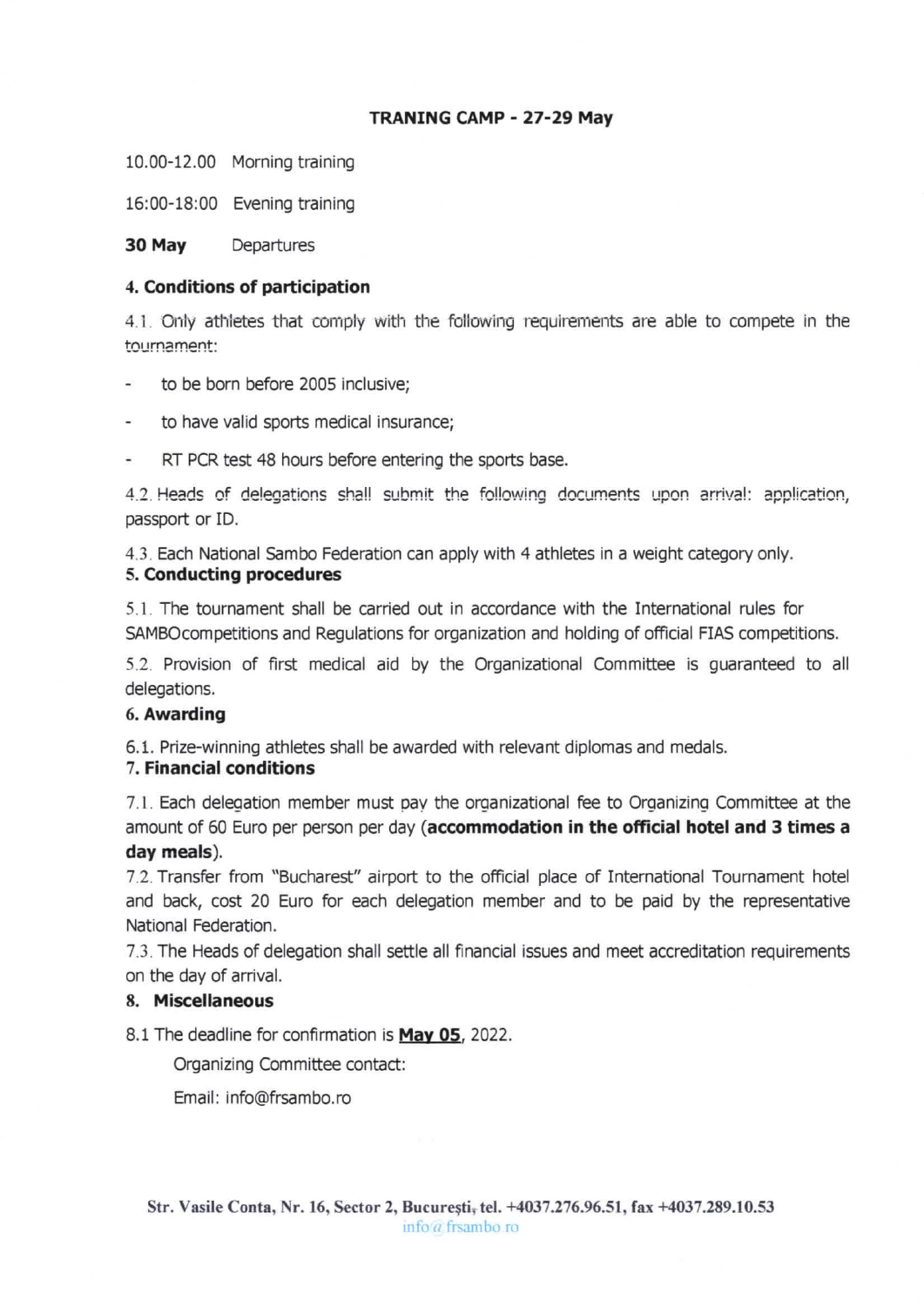**TRANING CAMP - 27-29 May**

10.00-12.00 Morning training

16:00-18:00 Evening training

**30 May** Departures

### 4. Conditions of participation

4.1. Only athletes that comply with the following requirements are able to compete in the tournament:

- to be born before 2005 inclusive;
- to have valid sports medical insurance;
- RT PCR test 48 hours before entering the sports base.

4.2. Heads of delegations shall submit the following documents upon arrival: application, passport or ID.

4.3. Each National Sambo Federation can apply with 4 athletes in a weight category only.

### 5. Conducting procedures

5.1. The tournament shall be carried out in accordance with the International rules for SAMBOcompetitions and Regulations for organization and holding of official FIAS competitions.

5.2. Provision of first medical aid by the Organizational Committee is guaranteed to all delegations.

### 6. Awarding

6.1. Prize-winning athletes shall be awarded with relevant diplomas and medals.

### 7. Financial conditions

7.1. Each delegation member must pay the organizational fee to Organizing Committee at the amount of 60 Euro per person per day (**accommodation in the official hotel and 3 times a day meals**).

7.2. Transfer from "Bucharest" airport to the official place of International Tournament hotel and back, cost 20 Euro for each delegation member and to be paid by the representative National Federation.

7.3. The Heads of delegation shall settle all financial issues and meet accreditation requirements on the day of arrival.

### 8. Miscellaneous

8.1 The deadline for confirmation is **May 05**, 2022.

Organizing Committee contact:

Email: info@frsambo.ro

**Str. Vasile Conta, Nr. 16, Sector 2, București, tel. +4037.276.96.51, fax +4037.289.10.53**
info@frsambo.ro